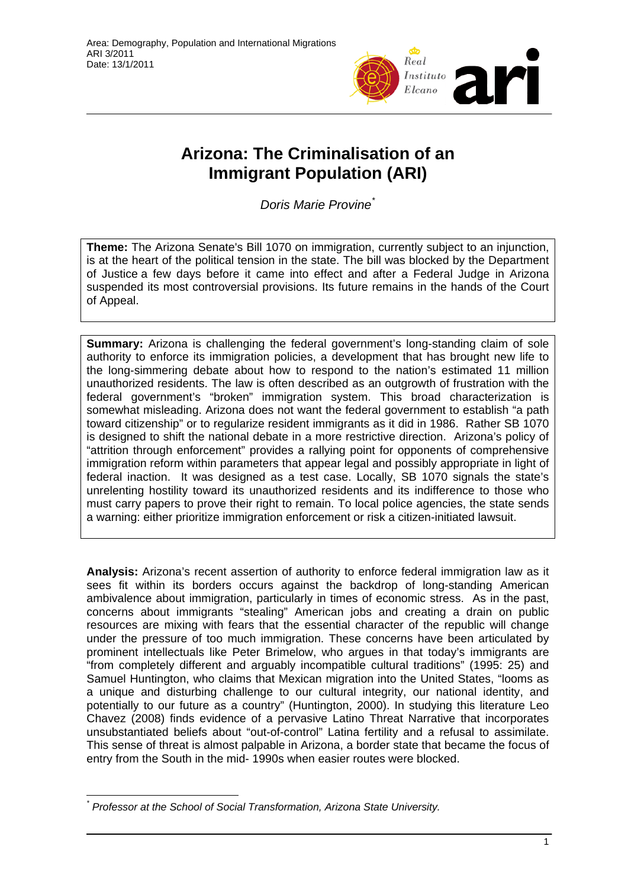Area: Demography, Population and International Migrations
ARI 3/2011
Date: 13/1/2011

# Arizona: The Criminalisation of an Immigrant Population (ARI)

*Doris Marie Provine*[*]

**Theme:** The Arizona Senate's Bill 1070 on immigration, currently subject to an injunction, is at the heart of the political tension in the state. The bill was blocked by the Department of Justice a few days before it came into effect and after a Federal Judge in Arizona suspended its most controversial provisions. Its future remains in the hands of the Court of Appeal.

**Summary:** Arizona is challenging the federal government's long-standing claim of sole authority to enforce its immigration policies, a development that has brought new life to the long-simmering debate about how to respond to the nation's estimated 11 million unauthorized residents. The law is often described as an outgrowth of frustration with the federal government's "broken" immigration system. This broad characterization is somewhat misleading. Arizona does not want the federal government to establish "a path toward citizenship" or to regularize resident immigrants as it did in 1986. Rather SB 1070 is designed to shift the national debate in a more restrictive direction. Arizona's policy of "attrition through enforcement" provides a rallying point for opponents of comprehensive immigration reform within parameters that appear legal and possibly appropriate in light of federal inaction. It was designed as a test case. Locally, SB 1070 signals the state's unrelenting hostility toward its unauthorized residents and its indifference to those who must carry papers to prove their right to remain. To local police agencies, the state sends a warning: either prioritize immigration enforcement or risk a citizen-initiated lawsuit.

**Analysis:** Arizona's recent assertion of authority to enforce federal immigration law as it sees fit within its borders occurs against the backdrop of long-standing American ambivalence about immigration, particularly in times of economic stress. As in the past, concerns about immigrants "stealing" American jobs and creating a drain on public resources are mixing with fears that the essential character of the republic will change under the pressure of too much immigration. These concerns have been articulated by prominent intellectuals like Peter Brimelow, who argues in that today's immigrants are "from completely different and arguably incompatible cultural traditions" (1995: 25) and Samuel Huntington, who claims that Mexican migration into the United States, "looms as a unique and disturbing challenge to our cultural integrity, our national identity, and potentially to our future as a country" (Huntington, 2000). In studying this literature Leo Chavez (2008) finds evidence of a pervasive Latino Threat Narrative that incorporates unsubstantiated beliefs about "out-of-control" Latina fertility and a refusal to assimilate. This sense of threat is almost palpable in Arizona, a border state that became the focus of entry from the South in the mid- 1990s when easier routes were blocked.

---

[*] *Professor at the School of Social Transformation, Arizona State University.*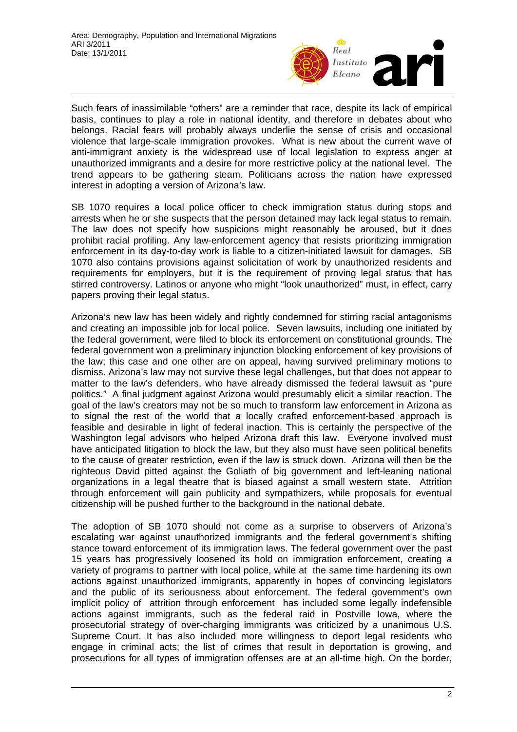Such fears of inassimilable "others" are a reminder that race, despite its lack of empirical basis, continues to play a role in national identity, and therefore in debates about who belongs. Racial fears will probably always underlie the sense of crisis and occasional violence that large-scale immigration provokes. What is new about the current wave of anti-immigrant anxiety is the widespread use of local legislation to express anger at unauthorized immigrants and a desire for more restrictive policy at the national level. The trend appears to be gathering steam. Politicians across the nation have expressed interest in adopting a version of Arizona's law.

SB 1070 requires a local police officer to check immigration status during stops and arrests when he or she suspects that the person detained may lack legal status to remain. The law does not specify how suspicions might reasonably be aroused, but it does prohibit racial profiling. Any law-enforcement agency that resists prioritizing immigration enforcement in its day-to-day work is liable to a citizen-initiated lawsuit for damages. SB 1070 also contains provisions against solicitation of work by unauthorized residents and requirements for employers, but it is the requirement of proving legal status that has stirred controversy. Latinos or anyone who might "look unauthorized" must, in effect, carry papers proving their legal status.

Arizona's new law has been widely and rightly condemned for stirring racial antagonisms and creating an impossible job for local police. Seven lawsuits, including one initiated by the federal government, were filed to block its enforcement on constitutional grounds. The federal government won a preliminary injunction blocking enforcement of key provisions of the law; this case and one other are on appeal, having survived preliminary motions to dismiss. Arizona's law may not survive these legal challenges, but that does not appear to matter to the law's defenders, who have already dismissed the federal lawsuit as "pure politics." A final judgment against Arizona would presumably elicit a similar reaction. The goal of the law's creators may not be so much to transform law enforcement in Arizona as to signal the rest of the world that a locally crafted enforcement-based approach is feasible and desirable in light of federal inaction. This is certainly the perspective of the Washington legal advisors who helped Arizona draft this law. Everyone involved must have anticipated litigation to block the law, but they also must have seen political benefits to the cause of greater restriction, even if the law is struck down. Arizona will then be the righteous David pitted against the Goliath of big government and left-leaning national organizations in a legal theatre that is biased against a small western state. Attrition through enforcement will gain publicity and sympathizers, while proposals for eventual citizenship will be pushed further to the background in the national debate.

The adoption of SB 1070 should not come as a surprise to observers of Arizona's escalating war against unauthorized immigrants and the federal government's shifting stance toward enforcement of its immigration laws. The federal government over the past 15 years has progressively loosened its hold on immigration enforcement, creating a variety of programs to partner with local police, while at the same time hardening its own actions against unauthorized immigrants, apparently in hopes of convincing legislators and the public of its seriousness about enforcement. The federal government's own implicit policy of attrition through enforcement has included some legally indefensible actions against immigrants, such as the federal raid in Postville Iowa, where the prosecutorial strategy of over-charging immigrants was criticized by a unanimous U.S. Supreme Court. It has also included more willingness to deport legal residents who engage in criminal acts; the list of crimes that result in deportation is growing, and prosecutions for all types of immigration offenses are at an all-time high. On the border,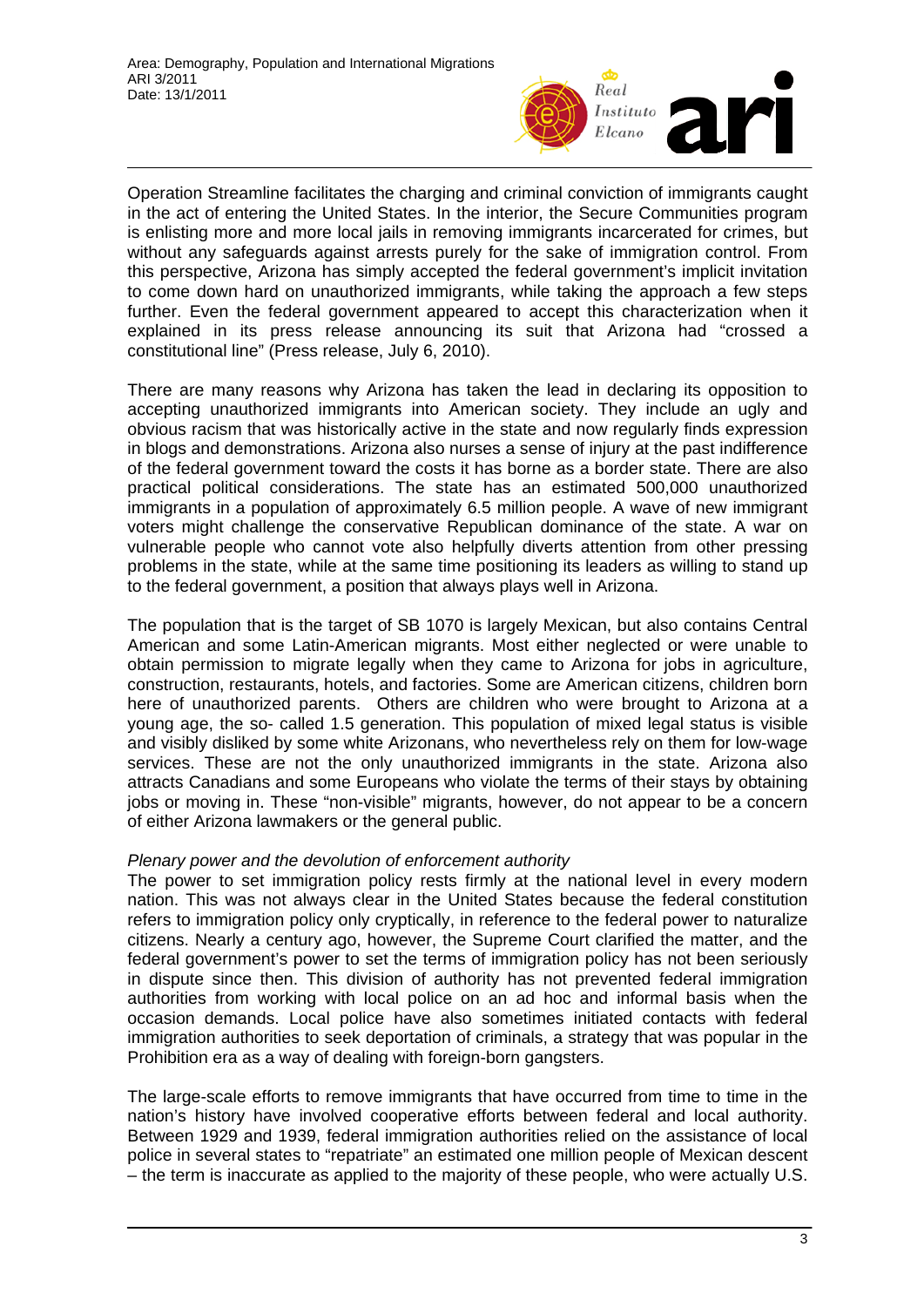Operation Streamline facilitates the charging and criminal conviction of immigrants caught in the act of entering the United States. In the interior, the Secure Communities program is enlisting more and more local jails in removing immigrants incarcerated for crimes, but without any safeguards against arrests purely for the sake of immigration control. From this perspective, Arizona has simply accepted the federal government's implicit invitation to come down hard on unauthorized immigrants, while taking the approach a few steps further. Even the federal government appeared to accept this characterization when it explained in its press release announcing its suit that Arizona had "crossed a constitutional line" (Press release, July 6, 2010).

There are many reasons why Arizona has taken the lead in declaring its opposition to accepting unauthorized immigrants into American society. They include an ugly and obvious racism that was historically active in the state and now regularly finds expression in blogs and demonstrations. Arizona also nurses a sense of injury at the past indifference of the federal government toward the costs it has borne as a border state. There are also practical political considerations. The state has an estimated 500,000 unauthorized immigrants in a population of approximately 6.5 million people. A wave of new immigrant voters might challenge the conservative Republican dominance of the state. A war on vulnerable people who cannot vote also helpfully diverts attention from other pressing problems in the state, while at the same time positioning its leaders as willing to stand up to the federal government, a position that always plays well in Arizona.

The population that is the target of SB 1070 is largely Mexican, but also contains Central American and some Latin-American migrants. Most either neglected or were unable to obtain permission to migrate legally when they came to Arizona for jobs in agriculture, construction, restaurants, hotels, and factories. Some are American citizens, children born here of unauthorized parents. Others are children who were brought to Arizona at a young age, the so- called 1.5 generation. This population of mixed legal status is visible and visibly disliked by some white Arizonans, who nevertheless rely on them for low-wage services. These are not the only unauthorized immigrants in the state. Arizona also attracts Canadians and some Europeans who violate the terms of their stays by obtaining jobs or moving in. These "non-visible" migrants, however, do not appear to be a concern of either Arizona lawmakers or the general public.

*Plenary power and the devolution of enforcement authority*

The power to set immigration policy rests firmly at the national level in every modern nation. This was not always clear in the United States because the federal constitution refers to immigration policy only cryptically, in reference to the federal power to naturalize citizens. Nearly a century ago, however, the Supreme Court clarified the matter, and the federal government's power to set the terms of immigration policy has not been seriously in dispute since then. This division of authority has not prevented federal immigration authorities from working with local police on an ad hoc and informal basis when the occasion demands. Local police have also sometimes initiated contacts with federal immigration authorities to seek deportation of criminals, a strategy that was popular in the Prohibition era as a way of dealing with foreign-born gangsters.

The large-scale efforts to remove immigrants that have occurred from time to time in the nation's history have involved cooperative efforts between federal and local authority. Between 1929 and 1939, federal immigration authorities relied on the assistance of local police in several states to "repatriate" an estimated one million people of Mexican descent – the term is inaccurate as applied to the majority of these people, who were actually U.S.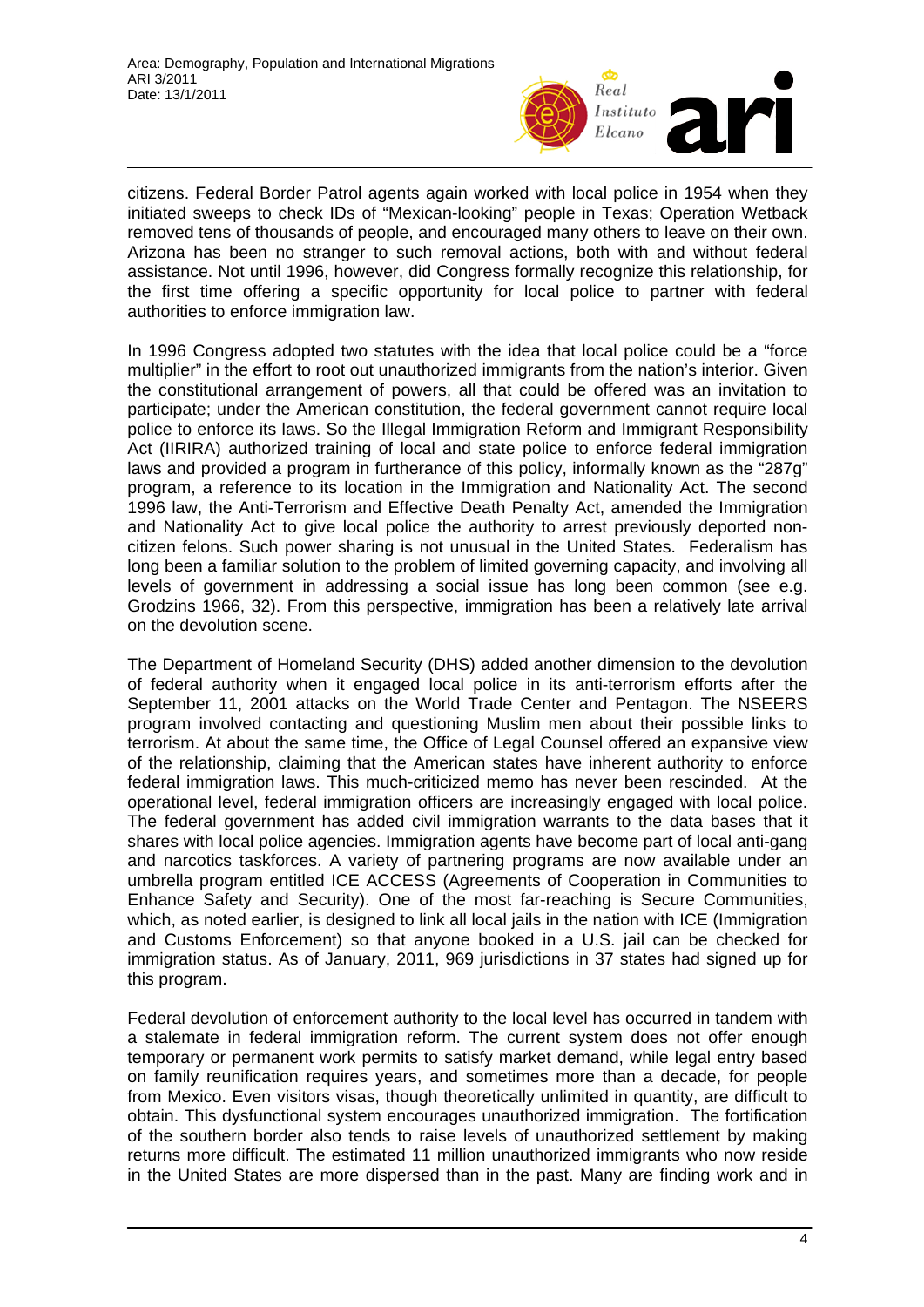citizens. Federal Border Patrol agents again worked with local police in 1954 when they initiated sweeps to check IDs of "Mexican-looking" people in Texas; Operation Wetback removed tens of thousands of people, and encouraged many others to leave on their own. Arizona has been no stranger to such removal actions, both with and without federal assistance. Not until 1996, however, did Congress formally recognize this relationship, for the first time offering a specific opportunity for local police to partner with federal authorities to enforce immigration law.

In 1996 Congress adopted two statutes with the idea that local police could be a "force multiplier" in the effort to root out unauthorized immigrants from the nation's interior. Given the constitutional arrangement of powers, all that could be offered was an invitation to participate; under the American constitution, the federal government cannot require local police to enforce its laws. So the Illegal Immigration Reform and Immigrant Responsibility Act (IIRIRA) authorized training of local and state police to enforce federal immigration laws and provided a program in furtherance of this policy, informally known as the "287g" program, a reference to its location in the Immigration and Nationality Act. The second 1996 law, the Anti-Terrorism and Effective Death Penalty Act, amended the Immigration and Nationality Act to give local police the authority to arrest previously deported non-citizen felons. Such power sharing is not unusual in the United States. Federalism has long been a familiar solution to the problem of limited governing capacity, and involving all levels of government in addressing a social issue has long been common (see e.g. Grodzins 1966, 32). From this perspective, immigration has been a relatively late arrival on the devolution scene.

The Department of Homeland Security (DHS) added another dimension to the devolution of federal authority when it engaged local police in its anti-terrorism efforts after the September 11, 2001 attacks on the World Trade Center and Pentagon. The NSEERS program involved contacting and questioning Muslim men about their possible links to terrorism. At about the same time, the Office of Legal Counsel offered an expansive view of the relationship, claiming that the American states have inherent authority to enforce federal immigration laws. This much-criticized memo has never been rescinded. At the operational level, federal immigration officers are increasingly engaged with local police. The federal government has added civil immigration warrants to the data bases that it shares with local police agencies. Immigration agents have become part of local anti-gang and narcotics taskforces. A variety of partnering programs are now available under an umbrella program entitled ICE ACCESS (Agreements of Cooperation in Communities to Enhance Safety and Security). One of the most far-reaching is Secure Communities, which, as noted earlier, is designed to link all local jails in the nation with ICE (Immigration and Customs Enforcement) so that anyone booked in a U.S. jail can be checked for immigration status. As of January, 2011, 969 jurisdictions in 37 states had signed up for this program.

Federal devolution of enforcement authority to the local level has occurred in tandem with a stalemate in federal immigration reform. The current system does not offer enough temporary or permanent work permits to satisfy market demand, while legal entry based on family reunification requires years, and sometimes more than a decade, for people from Mexico. Even visitors visas, though theoretically unlimited in quantity, are difficult to obtain. This dysfunctional system encourages unauthorized immigration. The fortification of the southern border also tends to raise levels of unauthorized settlement by making returns more difficult. The estimated 11 million unauthorized immigrants who now reside in the United States are more dispersed than in the past. Many are finding work and in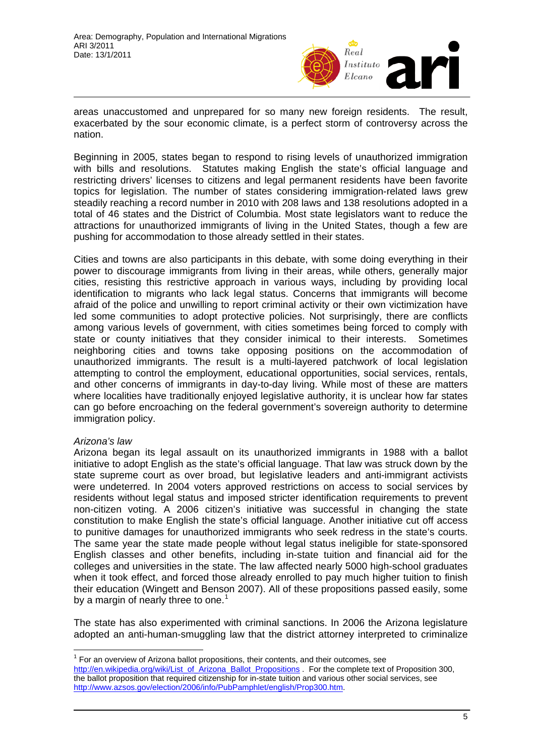areas unaccustomed and unprepared for so many new foreign residents. The result, exacerbated by the sour economic climate, is a perfect storm of controversy across the nation.

Beginning in 2005, states began to respond to rising levels of unauthorized immigration with bills and resolutions. Statutes making English the state's official language and restricting drivers' licenses to citizens and legal permanent residents have been favorite topics for legislation. The number of states considering immigration-related laws grew steadily reaching a record number in 2010 with 208 laws and 138 resolutions adopted in a total of 46 states and the District of Columbia. Most state legislators want to reduce the attractions for unauthorized immigrants of living in the United States, though a few are pushing for accommodation to those already settled in their states.

Cities and towns are also participants in this debate, with some doing everything in their power to discourage immigrants from living in their areas, while others, generally major cities, resisting this restrictive approach in various ways, including by providing local identification to migrants who lack legal status. Concerns that immigrants will become afraid of the police and unwilling to report criminal activity or their own victimization have led some communities to adopt protective policies. Not surprisingly, there are conflicts among various levels of government, with cities sometimes being forced to comply with state or county initiatives that they consider inimical to their interests. Sometimes neighboring cities and towns take opposing positions on the accommodation of unauthorized immigrants. The result is a multi-layered patchwork of local legislation attempting to control the employment, educational opportunities, social services, rentals, and other concerns of immigrants in day-to-day living. While most of these are matters where localities have traditionally enjoyed legislative authority, it is unclear how far states can go before encroaching on the federal government's sovereign authority to determine immigration policy.

*Arizona's law*

Arizona began its legal assault on its unauthorized immigrants in 1988 with a ballot initiative to adopt English as the state's official language. That law was struck down by the state supreme court as over broad, but legislative leaders and anti-immigrant activists were undeterred. In 2004 voters approved restrictions on access to social services by residents without legal status and imposed stricter identification requirements to prevent non-citizen voting. A 2006 citizen's initiative was successful in changing the state constitution to make English the state's official language. Another initiative cut off access to punitive damages for unauthorized immigrants who seek redress in the state's courts. The same year the state made people without legal status ineligible for state-sponsored English classes and other benefits, including in-state tuition and financial aid for the colleges and universities in the state. The law affected nearly 5000 high-school graduates when it took effect, and forced those already enrolled to pay much higher tuition to finish their education (Wingett and Benson 2007). All of these propositions passed easily, some by a margin of nearly three to one.[1]

The state has also experimented with criminal sanctions. In 2006 the Arizona legislature adopted an anti-human-smuggling law that the district attorney interpreted to criminalize

---

[1] For an overview of Arizona ballot propositions, their contents, and their outcomes, see http://en.wikipedia.org/wiki/List_of_Arizona_Ballot_Propositions . For the complete text of Proposition 300, the ballot proposition that required citizenship for in-state tuition and various other social services, see http://www.azsos.gov/election/2006/info/PubPamphlet/english/Prop300.htm.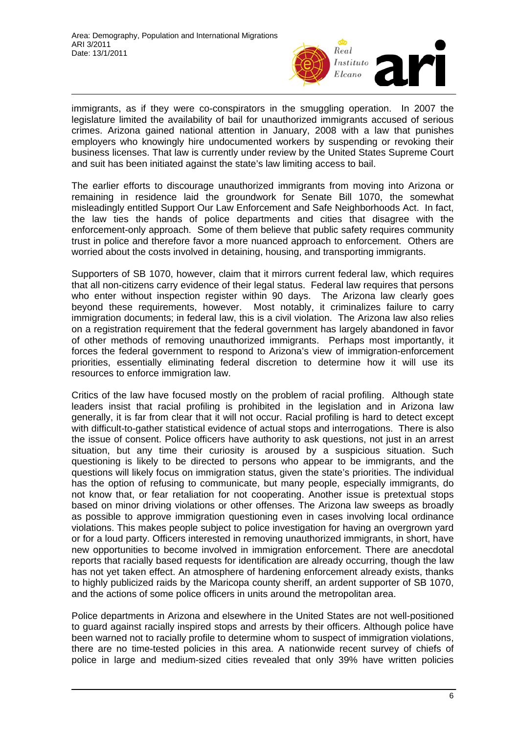immigrants, as if they were co-conspirators in the smuggling operation. In 2007 the legislature limited the availability of bail for unauthorized immigrants accused of serious crimes. Arizona gained national attention in January, 2008 with a law that punishes employers who knowingly hire undocumented workers by suspending or revoking their business licenses. That law is currently under review by the United States Supreme Court and suit has been initiated against the state's law limiting access to bail.

The earlier efforts to discourage unauthorized immigrants from moving into Arizona or remaining in residence laid the groundwork for Senate Bill 1070, the somewhat misleadingly entitled Support Our Law Enforcement and Safe Neighborhoods Act. In fact, the law ties the hands of police departments and cities that disagree with the enforcement-only approach. Some of them believe that public safety requires community trust in police and therefore favor a more nuanced approach to enforcement. Others are worried about the costs involved in detaining, housing, and transporting immigrants.

Supporters of SB 1070, however, claim that it mirrors current federal law, which requires that all non-citizens carry evidence of their legal status. Federal law requires that persons who enter without inspection register within 90 days. The Arizona law clearly goes beyond these requirements, however. Most notably, it criminalizes failure to carry immigration documents; in federal law, this is a civil violation. The Arizona law also relies on a registration requirement that the federal government has largely abandoned in favor of other methods of removing unauthorized immigrants. Perhaps most importantly, it forces the federal government to respond to Arizona's view of immigration-enforcement priorities, essentially eliminating federal discretion to determine how it will use its resources to enforce immigration law.

Critics of the law have focused mostly on the problem of racial profiling. Although state leaders insist that racial profiling is prohibited in the legislation and in Arizona law generally, it is far from clear that it will not occur. Racial profiling is hard to detect except with difficult-to-gather statistical evidence of actual stops and interrogations. There is also the issue of consent. Police officers have authority to ask questions, not just in an arrest situation, but any time their curiosity is aroused by a suspicious situation. Such questioning is likely to be directed to persons who appear to be immigrants, and the questions will likely focus on immigration status, given the state's priorities. The individual has the option of refusing to communicate, but many people, especially immigrants, do not know that, or fear retaliation for not cooperating. Another issue is pretextual stops based on minor driving violations or other offenses. The Arizona law sweeps as broadly as possible to approve immigration questioning even in cases involving local ordinance violations. This makes people subject to police investigation for having an overgrown yard or for a loud party. Officers interested in removing unauthorized immigrants, in short, have new opportunities to become involved in immigration enforcement. There are anecdotal reports that racially based requests for identification are already occurring, though the law has not yet taken effect. An atmosphere of hardening enforcement already exists, thanks to highly publicized raids by the Maricopa county sheriff, an ardent supporter of SB 1070, and the actions of some police officers in units around the metropolitan area.

Police departments in Arizona and elsewhere in the United States are not well-positioned to guard against racially inspired stops and arrests by their officers. Although police have been warned not to racially profile to determine whom to suspect of immigration violations, there are no time-tested policies in this area. A nationwide recent survey of chiefs of police in large and medium-sized cities revealed that only 39% have written policies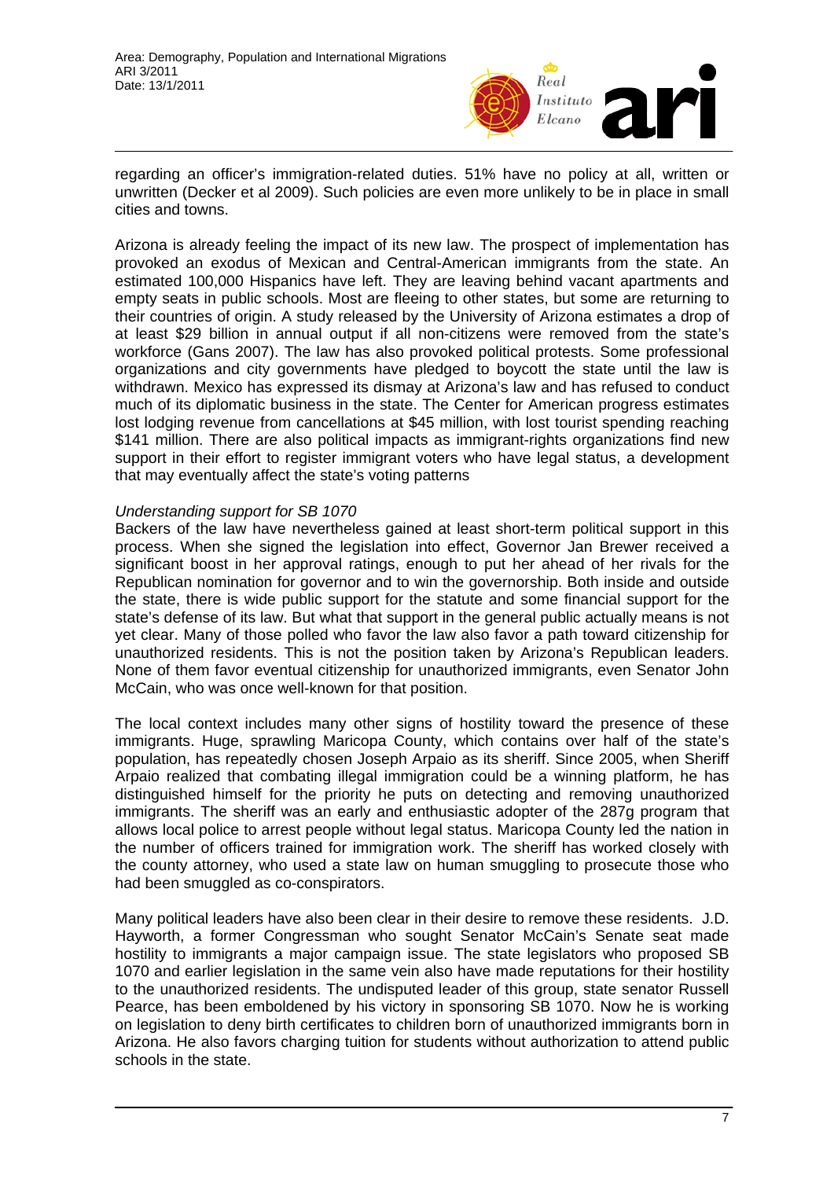regarding an officer's immigration-related duties. 51% have no policy at all, written or unwritten (Decker et al 2009). Such policies are even more unlikely to be in place in small cities and towns.

Arizona is already feeling the impact of its new law. The prospect of implementation has provoked an exodus of Mexican and Central-American immigrants from the state. An estimated 100,000 Hispanics have left. They are leaving behind vacant apartments and empty seats in public schools. Most are fleeing to other states, but some are returning to their countries of origin. A study released by the University of Arizona estimates a drop of at least $29 billion in annual output if all non-citizens were removed from the state's workforce (Gans 2007). The law has also provoked political protests. Some professional organizations and city governments have pledged to boycott the state until the law is withdrawn. Mexico has expressed its dismay at Arizona's law and has refused to conduct much of its diplomatic business in the state. The Center for American progress estimates lost lodging revenue from cancellations at $45 million, with lost tourist spending reaching $141 million. There are also political impacts as immigrant-rights organizations find new support in their effort to register immigrant voters who have legal status, a development that may eventually affect the state's voting patterns

*Understanding support for SB 1070*

Backers of the law have nevertheless gained at least short-term political support in this process. When she signed the legislation into effect, Governor Jan Brewer received a significant boost in her approval ratings, enough to put her ahead of her rivals for the Republican nomination for governor and to win the governorship. Both inside and outside the state, there is wide public support for the statute and some financial support for the state's defense of its law. But what that support in the general public actually means is not yet clear. Many of those polled who favor the law also favor a path toward citizenship for unauthorized residents. This is not the position taken by Arizona's Republican leaders. None of them favor eventual citizenship for unauthorized immigrants, even Senator John McCain, who was once well-known for that position.

The local context includes many other signs of hostility toward the presence of these immigrants. Huge, sprawling Maricopa County, which contains over half of the state's population, has repeatedly chosen Joseph Arpaio as its sheriff. Since 2005, when Sheriff Arpaio realized that combating illegal immigration could be a winning platform, he has distinguished himself for the priority he puts on detecting and removing unauthorized immigrants. The sheriff was an early and enthusiastic adopter of the 287g program that allows local police to arrest people without legal status. Maricopa County led the nation in the number of officers trained for immigration work. The sheriff has worked closely with the county attorney, who used a state law on human smuggling to prosecute those who had been smuggled as co-conspirators.

Many political leaders have also been clear in their desire to remove these residents. J.D. Hayworth, a former Congressman who sought Senator McCain's Senate seat made hostility to immigrants a major campaign issue. The state legislators who proposed SB 1070 and earlier legislation in the same vein also have made reputations for their hostility to the unauthorized residents. The undisputed leader of this group, state senator Russell Pearce, has been emboldened by his victory in sponsoring SB 1070. Now he is working on legislation to deny birth certificates to children born of unauthorized immigrants born in Arizona. He also favors charging tuition for students without authorization to attend public schools in the state.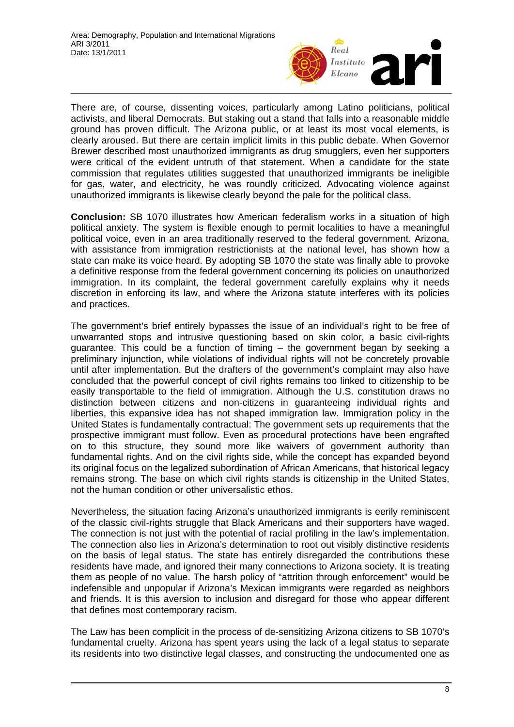There are, of course, dissenting voices, particularly among Latino politicians, political activists, and liberal Democrats. But staking out a stand that falls into a reasonable middle ground has proven difficult. The Arizona public, or at least its most vocal elements, is clearly aroused. But there are certain implicit limits in this public debate. When Governor Brewer described most unauthorized immigrants as drug smugglers, even her supporters were critical of the evident untruth of that statement. When a candidate for the state commission that regulates utilities suggested that unauthorized immigrants be ineligible for gas, water, and electricity, he was roundly criticized. Advocating violence against unauthorized immigrants is likewise clearly beyond the pale for the political class.

**Conclusion:** SB 1070 illustrates how American federalism works in a situation of high political anxiety. The system is flexible enough to permit localities to have a meaningful political voice, even in an area traditionally reserved to the federal government. Arizona, with assistance from immigration restrictionists at the national level, has shown how a state can make its voice heard. By adopting SB 1070 the state was finally able to provoke a definitive response from the federal government concerning its policies on unauthorized immigration. In its complaint, the federal government carefully explains why it needs discretion in enforcing its law, and where the Arizona statute interferes with its policies and practices.

The government's brief entirely bypasses the issue of an individual's right to be free of unwarranted stops and intrusive questioning based on skin color, a basic civil-rights guarantee. This could be a function of timing – the government began by seeking a preliminary injunction, while violations of individual rights will not be concretely provable until after implementation. But the drafters of the government's complaint may also have concluded that the powerful concept of civil rights remains too linked to citizenship to be easily transportable to the field of immigration. Although the U.S. constitution draws no distinction between citizens and non-citizens in guaranteeing individual rights and liberties, this expansive idea has not shaped immigration law. Immigration policy in the United States is fundamentally contractual: The government sets up requirements that the prospective immigrant must follow. Even as procedural protections have been engrafted on to this structure, they sound more like waivers of government authority than fundamental rights. And on the civil rights side, while the concept has expanded beyond its original focus on the legalized subordination of African Americans, that historical legacy remains strong. The base on which civil rights stands is citizenship in the United States, not the human condition or other universalistic ethos.

Nevertheless, the situation facing Arizona's unauthorized immigrants is eerily reminiscent of the classic civil-rights struggle that Black Americans and their supporters have waged. The connection is not just with the potential of racial profiling in the law's implementation. The connection also lies in Arizona's determination to root out visibly distinctive residents on the basis of legal status. The state has entirely disregarded the contributions these residents have made, and ignored their many connections to Arizona society. It is treating them as people of no value. The harsh policy of "attrition through enforcement" would be indefensible and unpopular if Arizona's Mexican immigrants were regarded as neighbors and friends. It is this aversion to inclusion and disregard for those who appear different that defines most contemporary racism.

The Law has been complicit in the process of de-sensitizing Arizona citizens to SB 1070's fundamental cruelty. Arizona has spent years using the lack of a legal status to separate its residents into two distinctive legal classes, and constructing the undocumented one as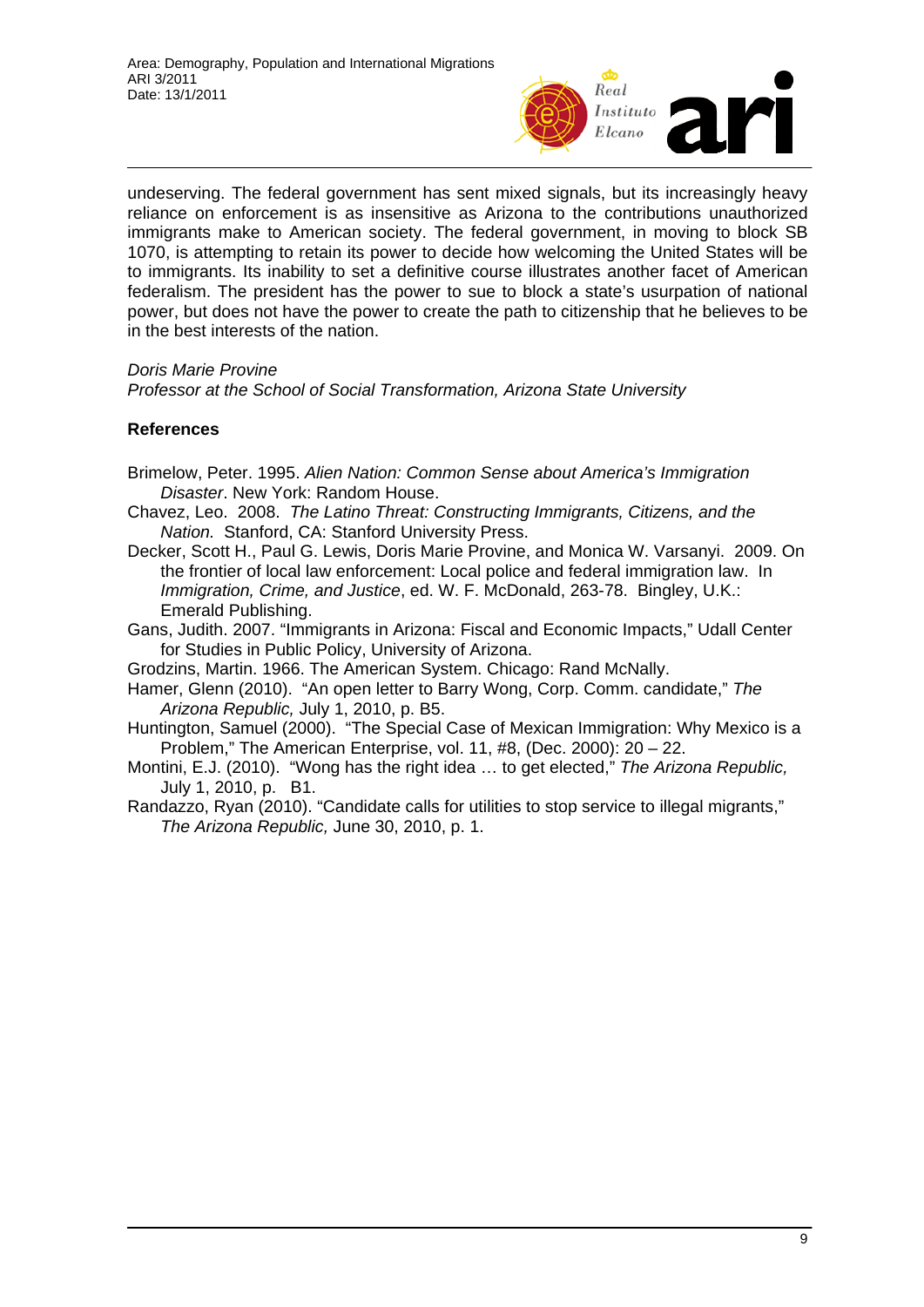undeserving. The federal government has sent mixed signals, but its increasingly heavy reliance on enforcement is as insensitive as Arizona to the contributions unauthorized immigrants make to American society. The federal government, in moving to block SB 1070, is attempting to retain its power to decide how welcoming the United States will be to immigrants. Its inability to set a definitive course illustrates another facet of American federalism. The president has the power to sue to block a state's usurpation of national power, but does not have the power to create the path to citizenship that he believes to be in the best interests of the nation.

*Doris Marie Provine*
*Professor at the School of Social Transformation, Arizona State University*

## References

Brimelow, Peter. 1995. *Alien Nation: Common Sense about America's Immigration Disaster*. New York: Random House.

Chavez, Leo. 2008. *The Latino Threat: Constructing Immigrants, Citizens, and the Nation.* Stanford, CA: Stanford University Press.

Decker, Scott H., Paul G. Lewis, Doris Marie Provine, and Monica W. Varsanyi. 2009. On the frontier of local law enforcement: Local police and federal immigration law. In *Immigration, Crime, and Justice*, ed. W. F. McDonald, 263-78. Bingley, U.K.: Emerald Publishing.

Gans, Judith. 2007. "Immigrants in Arizona: Fiscal and Economic Impacts," Udall Center for Studies in Public Policy, University of Arizona.

Grodzins, Martin. 1966. The American System. Chicago: Rand McNally.

Hamer, Glenn (2010). "An open letter to Barry Wong, Corp. Comm. candidate," *The Arizona Republic,* July 1, 2010, p. B5.

Huntington, Samuel (2000). "The Special Case of Mexican Immigration: Why Mexico is a Problem," The American Enterprise, vol. 11, #8, (Dec. 2000): 20 – 22.

Montini, E.J. (2010). "Wong has the right idea … to get elected," *The Arizona Republic,* July 1, 2010, p. B1.

Randazzo, Ryan (2010). "Candidate calls for utilities to stop service to illegal migrants," *The Arizona Republic,* June 30, 2010, p. 1.